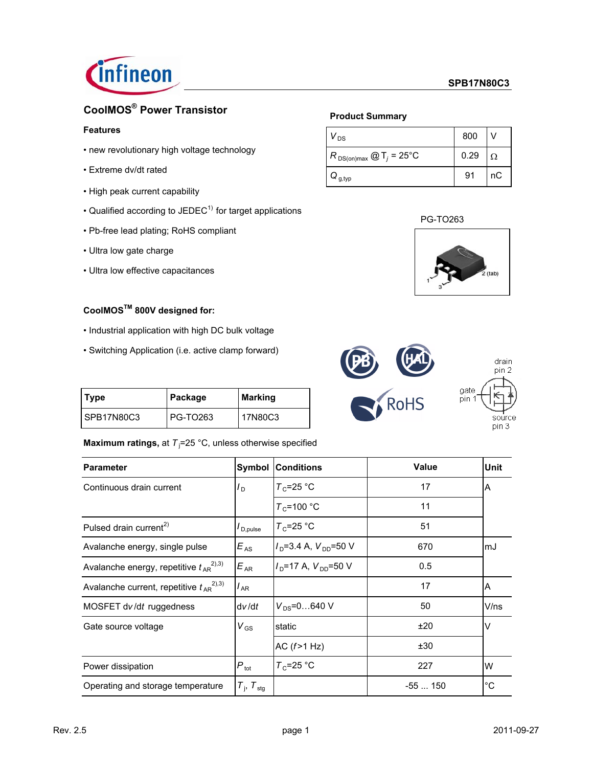SPB17N80C3

# CoolMOS® Power Transistor

### Features

- new revolutionary high voltage technology
- Extreme dv/dt rated
- High peak current capability
- Qualified according to JEDEC[1)] for target applications
- Pb-free lead plating; RoHS compliant
- Ultra low gate charge
- Ultra low effective capacitances

### Product Summary

| | | |
|---|---|---|
| $V_{DS}$ | 800 | V |
| $R_{DS(on)max}$ @ $T_j$ = 25°C | 0.29 | Ω |
| $Q_{g,typ}$ | 91 | nC |

PG-TO263

1, 2 (tab), 3

### CoolMOS™ 800V designed for:

- Industrial application with high DC bulk voltage
- Switching Application (i.e. active clamp forward)

drain pin 2, gate pin 1, source pin 3

| Type | Package | Marking |
|---|---|---|
| SPB17N80C3 | PG-TO263 | 17N80C3 |

**Maximum ratings,** at $T_j$=25 °C, unless otherwise specified

| Parameter | Symbol | Conditions | Value | Unit |
|---|---|---|---|---|
| Continuous drain current | $I_D$ | $T_C$=25 °C | 17 | A |
| | | $T_C$=100 °C | 11 | |
| Pulsed drain current[2)] | $I_{D,pulse}$ | $T_C$=25 °C | 51 | |
| Avalanche energy, single pulse | $E_{AS}$ | $I_D$=3.4 A, $V_{DD}$=50 V | 670 | mJ |
| Avalanche energy, repetitive $t_{AR}$[2),3)] | $E_{AR}$ | $I_D$=17 A, $V_{DD}$=50 V | 0.5 | |
| Avalanche current, repetitive $t_{AR}$[2),3)] | $I_{AR}$ | | 17 | A |
| MOSFET d$v$/d$t$ ruggedness | d$v$/d$t$ | $V_{DS}$=0…640 V | 50 | V/ns |
| Gate source voltage | $V_{GS}$ | static | ±20 | V |
| | | AC ($f$>1 Hz) | ±30 | |
| Power dissipation | $P_{tot}$ | $T_C$=25 °C | 227 | W |
| Operating and storage temperature | $T_j$, $T_{stg}$ | | -55 ... 150 | °C |

Rev. 2.5 2011-09-27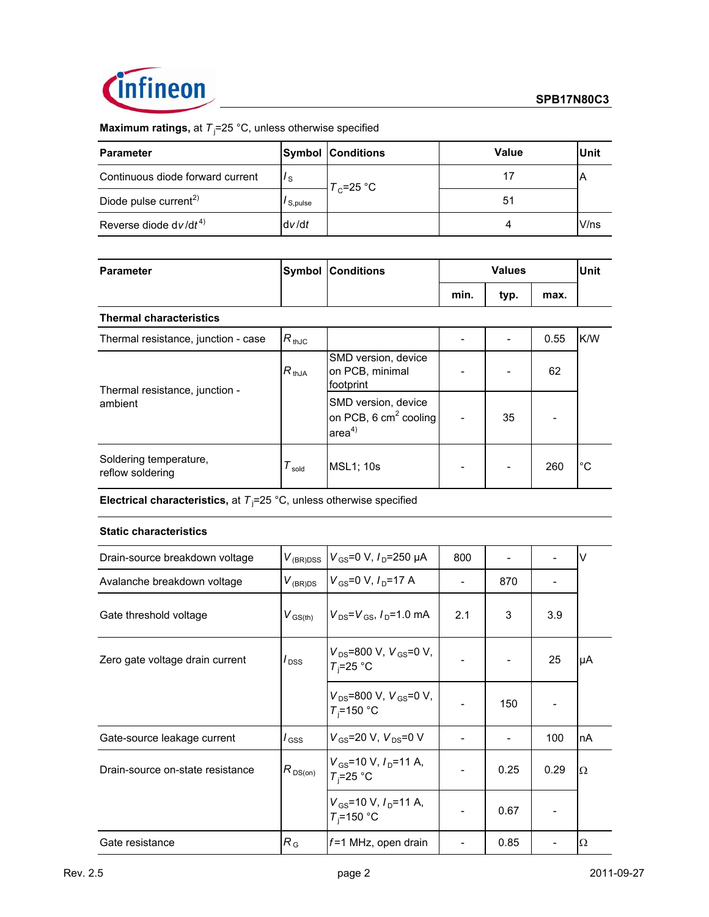**Maximum ratings,** at $T_j$=25 °C, unless otherwise specified

| Parameter | Symbol | Conditions | Value | Unit |
|---|---|---|---|---|
| Continuous diode forward current | $I_S$ | $T_C$=25 °C | 17 | A |
| Diode pulse current[2] | $I_{S,pulse}$ | | 51 | |
| Reverse diode $dv/dt$[4] | $dv/dt$ | | 4 | V/ns |

| Parameter | Symbol | Conditions | Values | | | Unit |
|---|---|---|---|---|---|---|
| | | | min. | typ. | max. | |
| **Thermal characteristics** | | | | | | |
| Thermal resistance, junction - case | $R_{thJC}$ | | - | - | 0.55 | K/W |
| Thermal resistance, junction - ambient | $R_{thJA}$ | SMD version, device on PCB, minimal footprint | - | - | 62 | |
| | | SMD version, device on PCB, 6 $cm^2$ cooling area[4] | - | 35 | - | |
| Soldering temperature, reflow soldering | $T_{sold}$ | MSL1; 10s | - | - | 260 | °C |

**Electrical characteristics,** at $T_j$=25 °C, unless otherwise specified

| Parameter | Symbol | Conditions | min. | typ. | max. | Unit |
|---|---|---|---|---|---|---|
| **Static characteristics** | | | | | | |
| Drain-source breakdown voltage | $V_{(BR)DSS}$ | $V_{GS}$=0 V, $I_D$=250 µA | 800 | - | - | V |
| Avalanche breakdown voltage | $V_{(BR)DS}$ | $V_{GS}$=0 V, $I_D$=17 A | - | 870 | - | |
| Gate threshold voltage | $V_{GS(th)}$ | $V_{DS}$=$V_{GS}$, $I_D$=1.0 mA | 2.1 | 3 | 3.9 | |
| Zero gate voltage drain current | $I_{DSS}$ | $V_{DS}$=800 V, $V_{GS}$=0 V, $T_j$=25 °C | - | - | 25 | µA |
| | | $V_{DS}$=800 V, $V_{GS}$=0 V, $T_j$=150 °C | - | 150 | - | |
| Gate-source leakage current | $I_{GSS}$ | $V_{GS}$=20 V, $V_{DS}$=0 V | - | - | 100 | nA |
| Drain-source on-state resistance | $R_{DS(on)}$ | $V_{GS}$=10 V, $I_D$=11 A, $T_j$=25 °C | - | 0.25 | 0.29 | Ω |
| | | $V_{GS}$=10 V, $I_D$=11 A, $T_j$=150 °C | - | 0.67 | - | |
| Gate resistance | $R_G$ | $f$=1 MHz, open drain | - | 0.85 | - | Ω |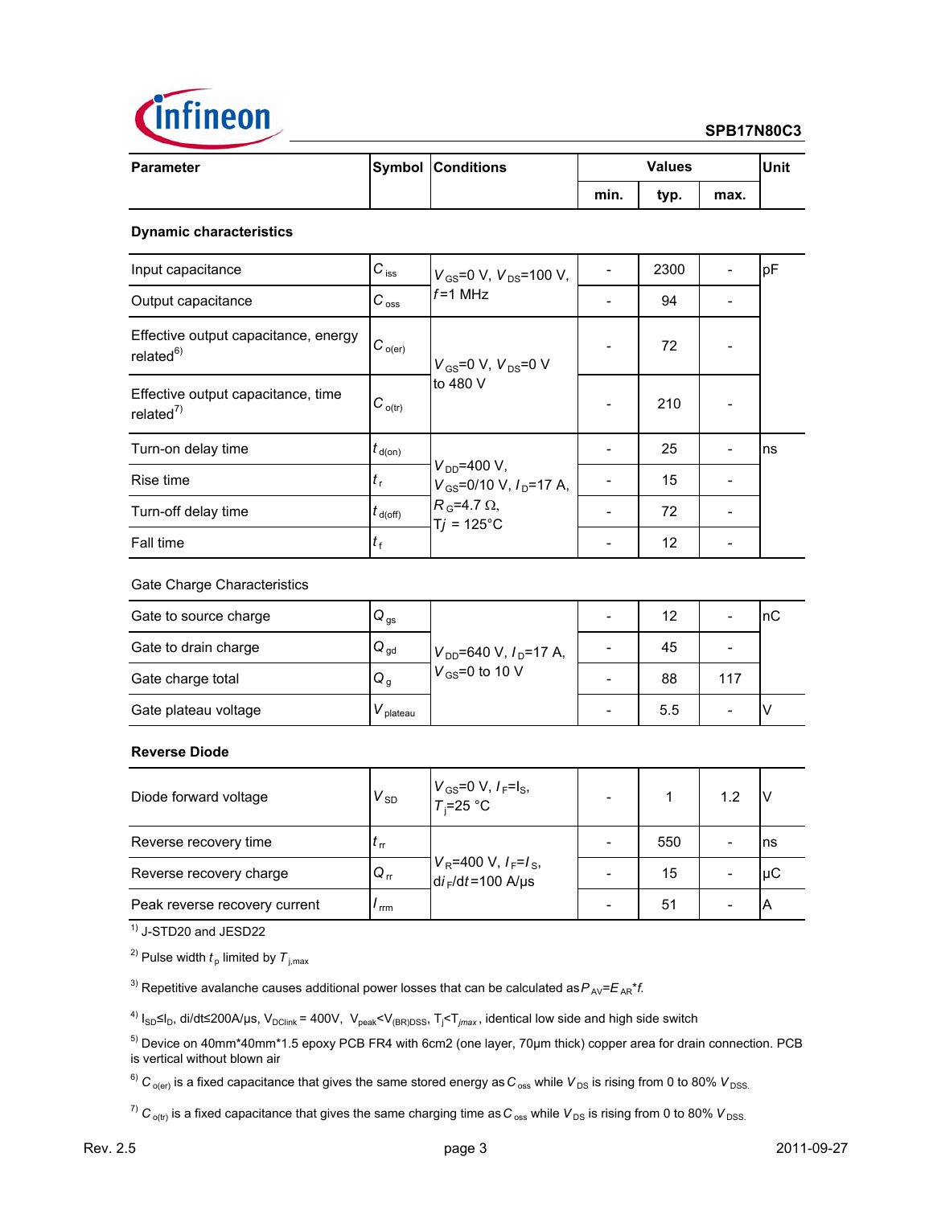| Parameter | Symbol | Conditions | Values | | | Unit |
|---|---|---|---|---|---|---|
| | | | min. | typ. | max. | |
| **Dynamic characteristics** | | | | | | |
| Input capacitance | $C_{iss}$ | $V_{GS}$=0 V, $V_{DS}$=100 V, $f$=1 MHz | - | 2300 | - | pF |
| Output capacitance | $C_{oss}$ | | - | 94 | - | |
| Effective output capacitance, energy related[6] | $C_{o(er)}$ | $V_{GS}$=0 V, $V_{DS}$=0 V to 480 V | - | 72 | - | |
| Effective output capacitance, time related[7] | $C_{o(tr)}$ | | - | 210 | - | |
| Turn-on delay time | $t_{d(on)}$ | $V_{DD}$=400 V, $V_{GS}$=0/10 V, $I_D$=17 A, $R_G$=4.7 Ω, $Tj$ = 125°C | - | 25 | - | ns |
| Rise time | $t_r$ | | - | 15 | - | |
| Turn-off delay time | $t_{d(off)}$ | | - | 72 | - | |
| Fall time | $t_f$ | | - | 12 | - | |
| Gate Charge Characteristics | | | | | | |
| Gate to source charge | $Q_{gs}$ | $V_{DD}$=640 V, $I_D$=17 A, $V_{GS}$=0 to 10 V | - | 12 | - | nC |
| Gate to drain charge | $Q_{gd}$ | | - | 45 | - | |
| Gate charge total | $Q_g$ | | - | 88 | 117 | |
| Gate plateau voltage | $V_{plateau}$ | | - | 5.5 | - | V |
| **Reverse Diode** | | | | | | |
| Diode forward voltage | $V_{SD}$ | $V_{GS}$=0 V, $I_F$=$I_S$, $T_j$=25 °C | - | 1 | 1.2 | V |
| Reverse recovery time | $t_{rr}$ | $V_R$=400 V, $I_F$=$I_S$, $di_F/dt$=100 A/µs | - | 550 | - | ns |
| Reverse recovery charge | $Q_{rr}$ | | - | 15 | - | µC |
| Peak reverse recovery current | $I_{rrm}$ | | - | 51 | - | A |

[1] J-STD20 and JESD22

[2] Pulse width $t_p$ limited by $T_{j,max}$

[3] Repetitive avalanche causes additional power losses that can be calculated as $P_{AV}=E_{AR}*f$.

[4] $I_{SD} \leq I_D$, di/dt≤200A/µs, $V_{DClink}$ = 400V, $V_{peak}<V_{(BR)DSS}$, $T_j<T_{jmax}$, identical low side and high side switch

[5] Device on 40mm*40mm*1.5 epoxy PCB FR4 with 6cm2 (one layer, 70µm thick) copper area for drain connection. PCB is vertical without blown air

[6] $C_{o(er)}$ is a fixed capacitance that gives the same stored energy as $C_{oss}$ while $V_{DS}$ is rising from 0 to 80% $V_{DSS}$.

[7] $C_{o(tr)}$ is a fixed capacitance that gives the same charging time as $C_{oss}$ while $V_{DS}$ is rising from 0 to 80% $V_{DSS}$.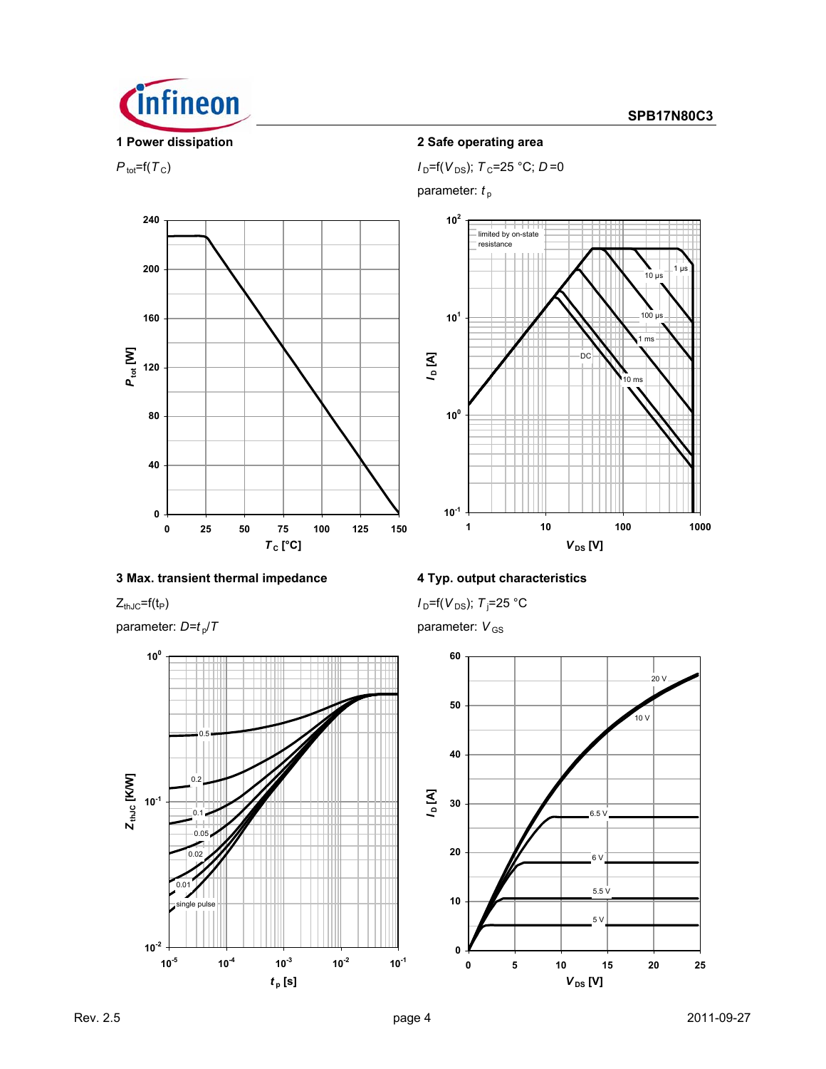### 1 Power dissipation

$P_{tot}=f(T_C)$

### 2 Safe operating area

$I_D=f(V_{DS})$; $T_C=25\ °C$; $D=0$

parameter: $t_p$

### 3 Max. transient thermal impedance

$Z_{thJC}=f(t_P)$

parameter: $D=t_p/T$

### 4 Typ. output characteristics

$I_D=f(V_{DS})$; $T_j=25\ °C$

parameter: $V_{GS}$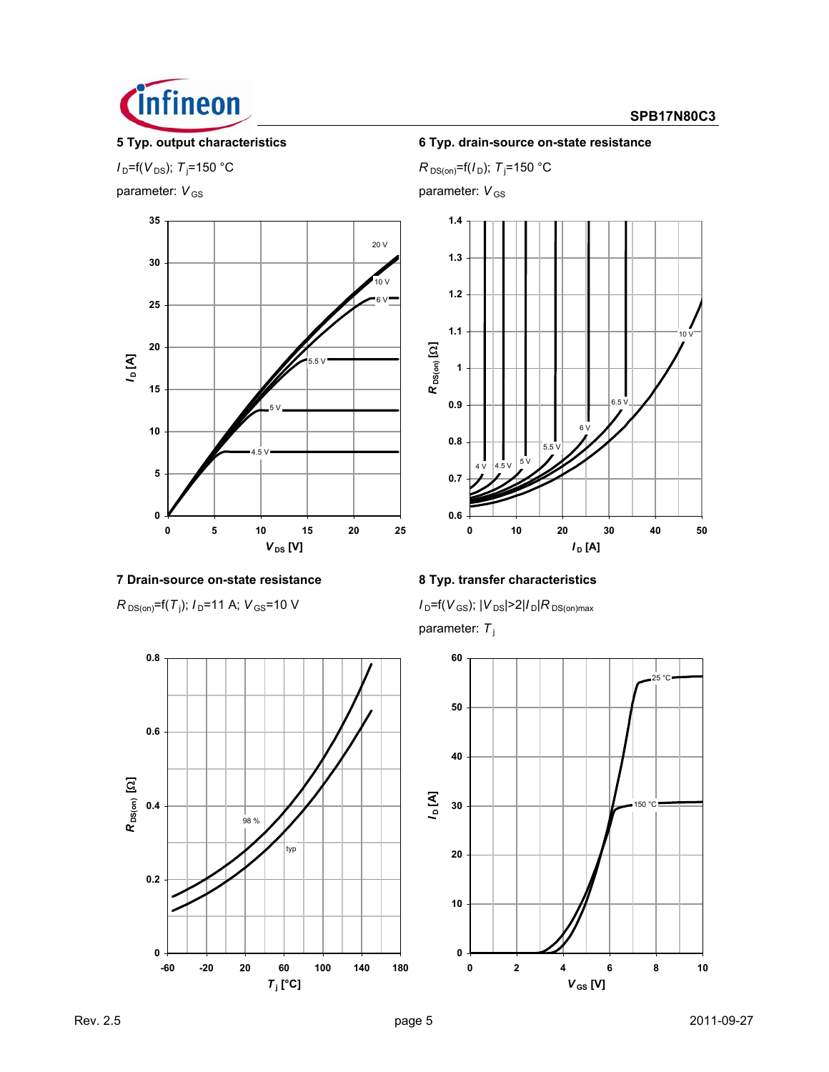### 5 Typ. output characteristics

$I_D$=f($V_{DS}$); $T_j$=150 °C

parameter: $V_{GS}$

### 6 Typ. drain-source on-state resistance

$R_{DS(on)}$=f($I_D$); $T_j$=150 °C

parameter: $V_{GS}$

### 7 Drain-source on-state resistance

$R_{DS(on)}$=f($T_j$); $I_D$=11 A; $V_{GS}$=10 V

### 8 Typ. transfer characteristics

$I_D$=f($V_{GS}$); $|V_{DS}|$>2$|I_D|R_{DS(on)max}$

parameter: $T_j$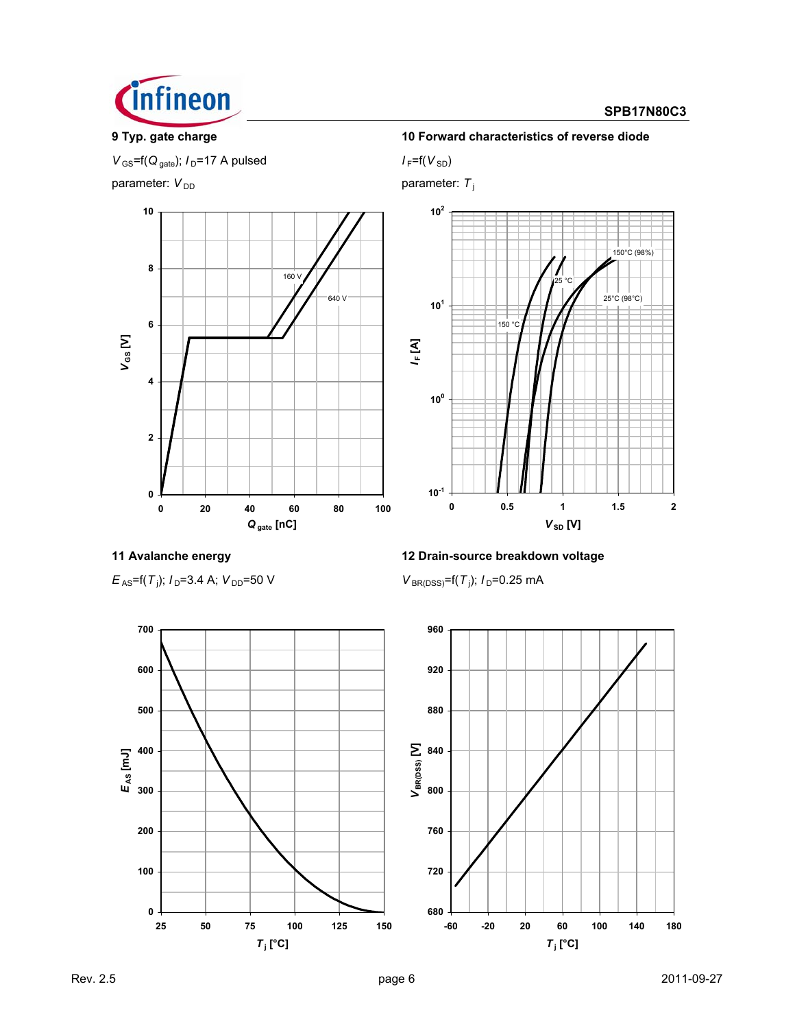### 9 Typ. gate charge

$V_{GS}$=f($Q_{gate}$); $I_D$=17 A pulsed

parameter: $V_{DD}$

### 10 Forward characteristics of reverse diode

$I_F$=f($V_{SD}$)

parameter: $T_j$

### 11 Avalanche energy

$E_{AS}$=f($T_j$); $I_D$=3.4 A; $V_{DD}$=50 V

### 12 Drain-source breakdown voltage

$V_{BR(DSS)}$=f($T_j$); $I_D$=0.25 mA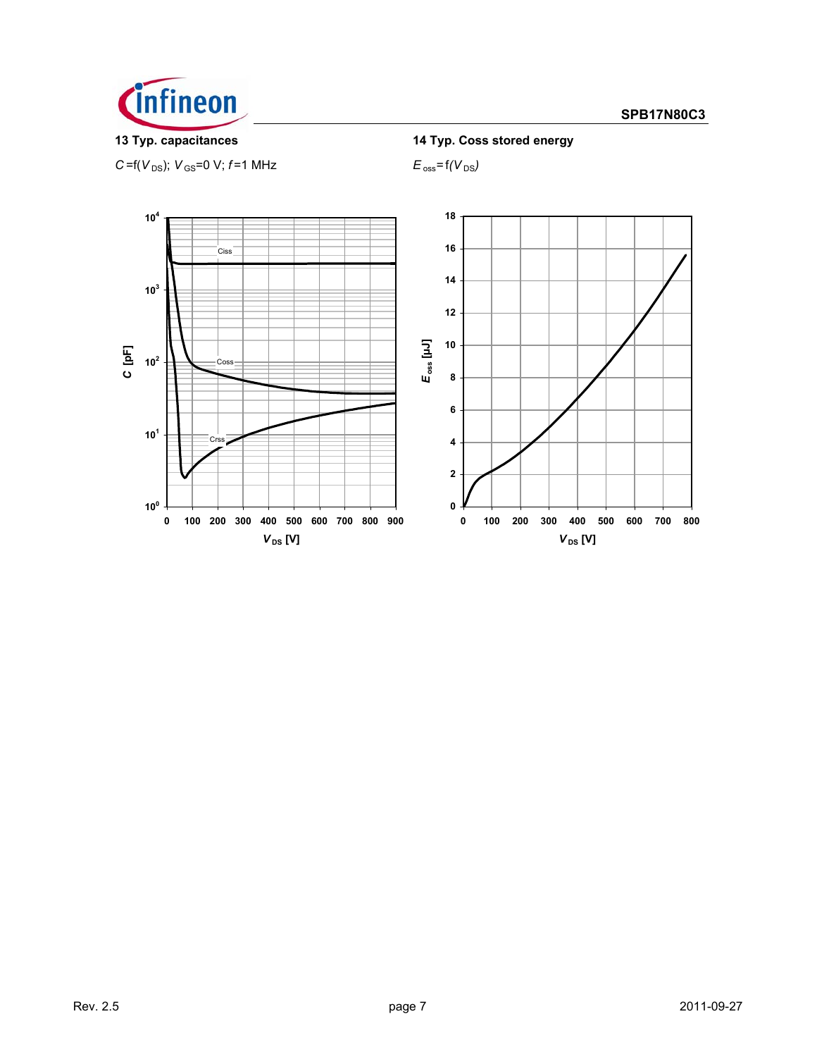**13 Typ. capacitances**

$C = f(V_{DS})$; $V_{GS} = 0$ V; $f = 1$ MHz

**14 Typ. Coss stored energy**

$E_{oss} = f(V_{DS})$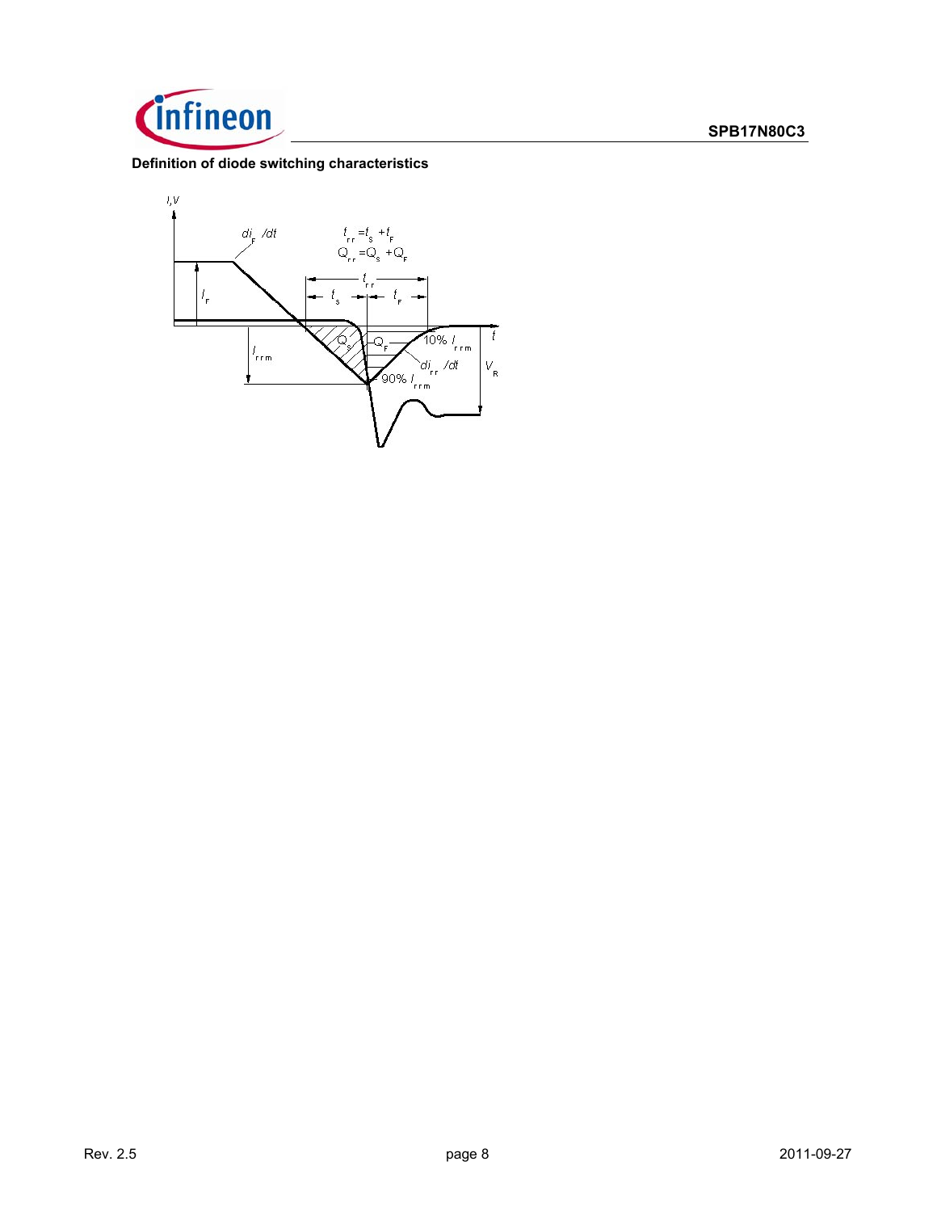**Definition of diode switching characteristics**

$t_{rr} = t_S + t_F$

$Q_{rr} = Q_S + Q_F$

$I,V$ — $di_F/dt$ — $I_F$ — $t_{rr}$ — $t_S$ — $t_F$ — $Q_S$ — $Q_F$ — $I_{rrm}$ — 10% $I_{rrm}$ — $di_{rr}/dt$ — 90% $I_{rrm}$ — $V_R$ — $t$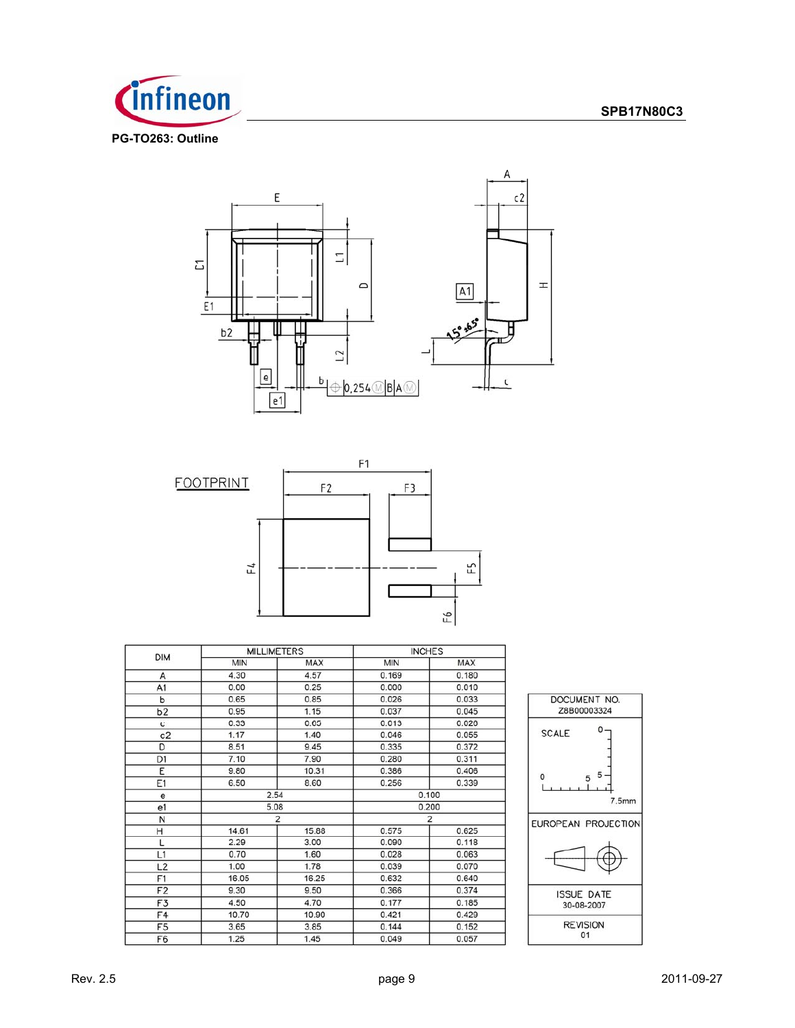**PG-TO263: Outline**

FOOTPRINT

| DIM | MILLIMETERS | | INCHES | |
|---|---|---|---|---|
| | MIN | MAX | MIN | MAX |
| A | 4.30 | 4.57 | 0.169 | 0.180 |
| A1 | 0.00 | 0.25 | 0.000 | 0.010 |
| b | 0.65 | 0.85 | 0.026 | 0.033 |
| b2 | 0.95 | 1.15 | 0.037 | 0.045 |
| c | 0.33 | 0.65 | 0.013 | 0.026 |
| c2 | 1.17 | 1.40 | 0.046 | 0.055 |
| D | 8.51 | 9.45 | 0.335 | 0.372 |
| D1 | 7.10 | 7.90 | 0.280 | 0.311 |
| E | 9.80 | 10.31 | 0.386 | 0.406 |
| E1 | 6.50 | 8.60 | 0.256 | 0.339 |
| e | 2.54 | | 0.100 | |
| e1 | 5.08 | | 0.200 | |
| N | 2 | | 2 | |
| H | 14.61 | 15.88 | 0.575 | 0.625 |
| L | 2.29 | 3.00 | 0.090 | 0.118 |
| L1 | 0.70 | 1.60 | 0.028 | 0.063 |
| L2 | 1.00 | 1.78 | 0.039 | 0.070 |
| F1 | 16.05 | 16.25 | 0.632 | 0.640 |
| F2 | 9.30 | 9.50 | 0.366 | 0.374 |
| F3 | 4.50 | 4.70 | 0.177 | 0.185 |
| F4 | 10.70 | 10.90 | 0.421 | 0.429 |
| F5 | 3.65 | 3.85 | 0.144 | 0.152 |
| F6 | 1.25 | 1.45 | 0.049 | 0.057 |

| DOCUMENT NO. |
|---|
| Z8B00003324 |
| SCALE 0 5 7.5mm |
| EUROPEAN PROJECTION |
| ISSUE DATE 30-08-2007 |
| REVISION 01 |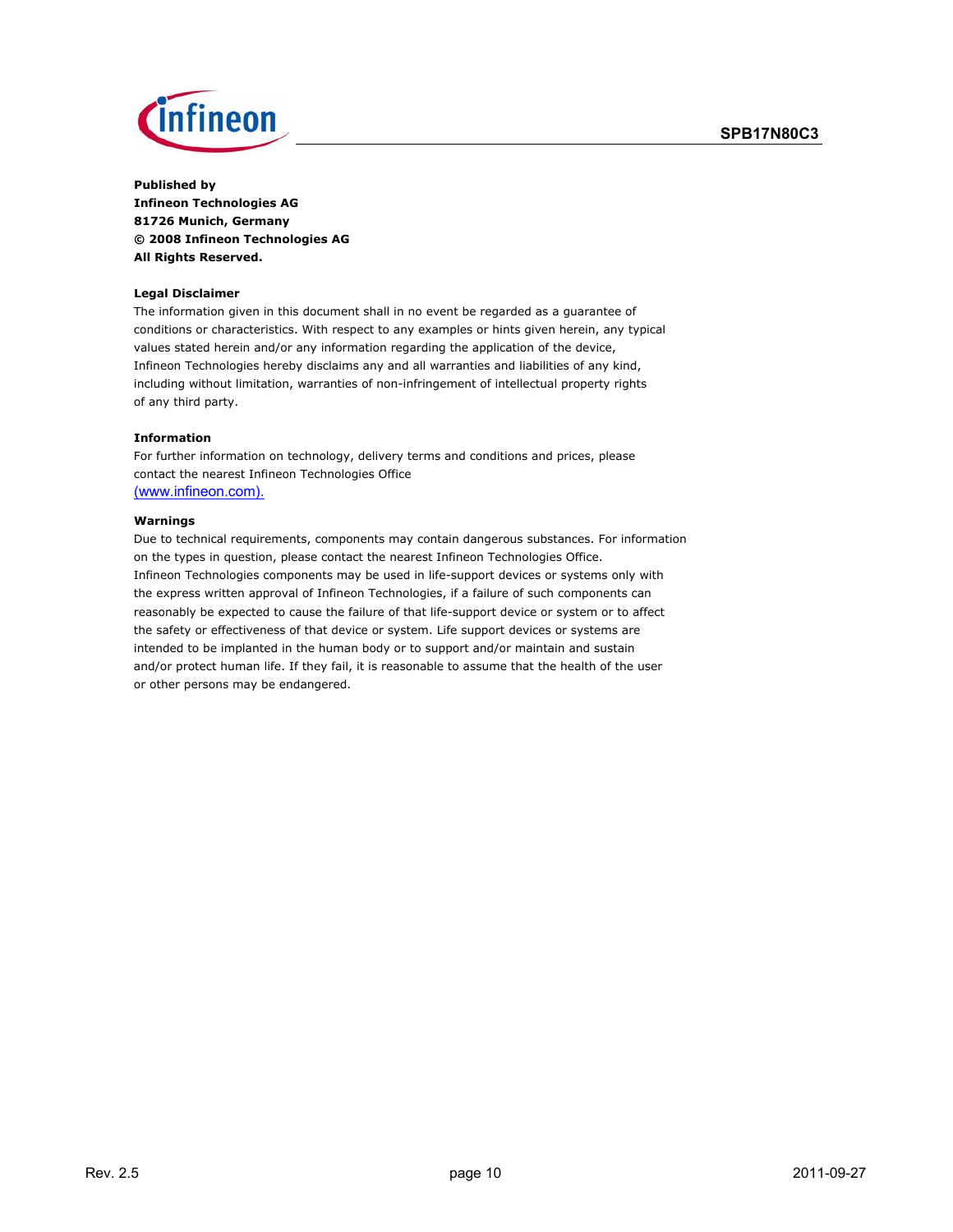**Published by**
**Infineon Technologies AG**
**81726 Munich, Germany**
**© 2008 Infineon Technologies AG**
**All Rights Reserved.**

**Legal Disclaimer**

The information given in this document shall in no event be regarded as a guarantee of conditions or characteristics. With respect to any examples or hints given herein, any typical values stated herein and/or any information regarding the application of the device, Infineon Technologies hereby disclaims any and all warranties and liabilities of any kind, including without limitation, warranties of non-infringement of intellectual property rights of any third party.

**Information**

For further information on technology, delivery terms and conditions and prices, please contact the nearest Infineon Technologies Office
(www.infineon.com).

**Warnings**

Due to technical requirements, components may contain dangerous substances. For information on the types in question, please contact the nearest Infineon Technologies Office.
Infineon Technologies components may be used in life-support devices or systems only with the express written approval of Infineon Technologies, if a failure of such components can reasonably be expected to cause the failure of that life-support device or system or to affect the safety or effectiveness of that device or system. Life support devices or systems are intended to be implanted in the human body or to support and/or maintain and sustain and/or protect human life. If they fail, it is reasonable to assume that the health of the user or other persons may be endangered.